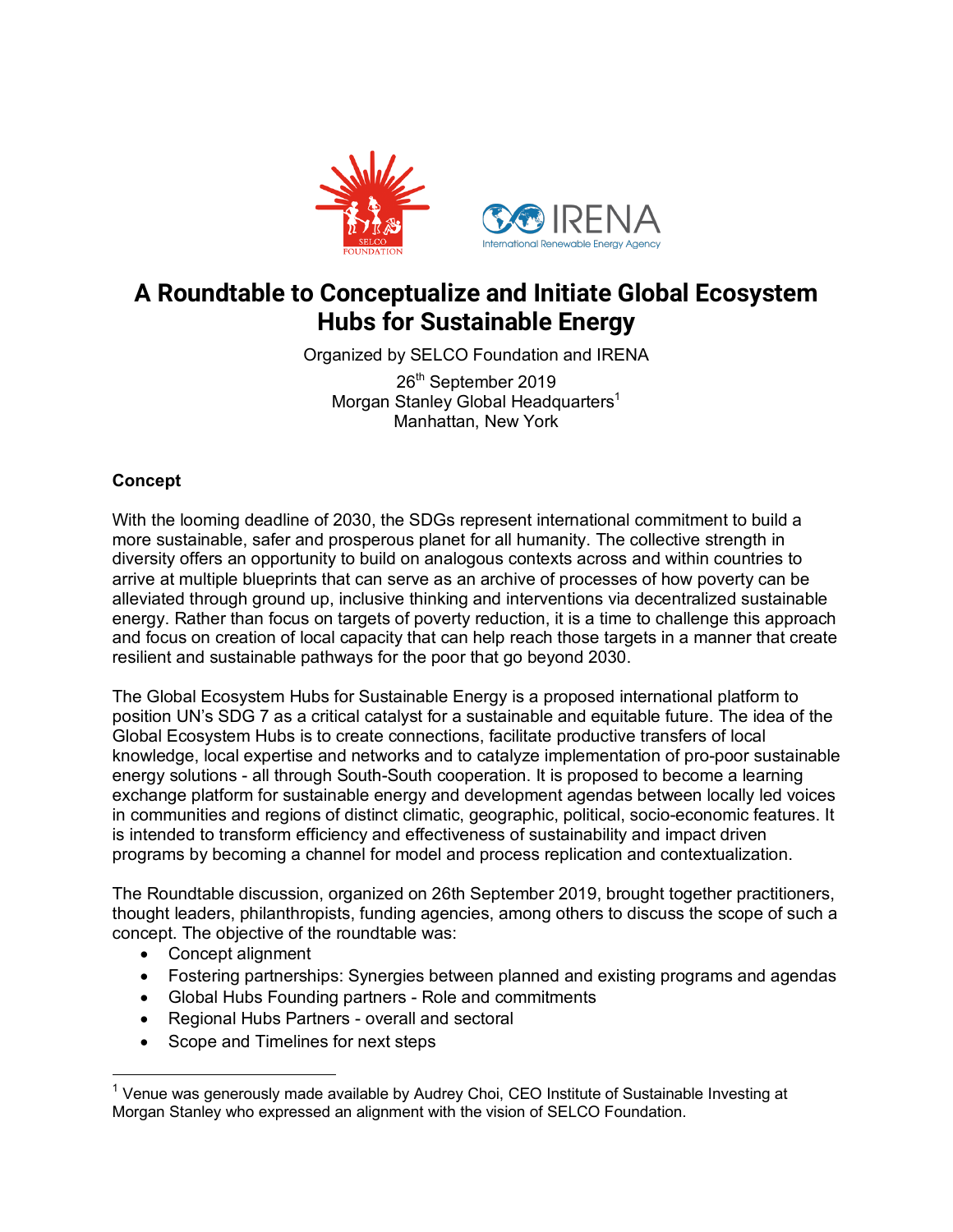# A Roundtable to Conceptualize and Initiate Global Ecosystem Hubs for Sustainable Energy

Organized by SELCO Foundation and IRENA

26th September 2019
Morgan Stanley Global Headquarters[1]
Manhattan, New York

**Concept**

With the looming deadline of 2030, the SDGs represent international commitment to build a more sustainable, safer and prosperous planet for all humanity. The collective strength in diversity offers an opportunity to build on analogous contexts across and within countries to arrive at multiple blueprints that can serve as an archive of processes of how poverty can be alleviated through ground up, inclusive thinking and interventions via decentralized sustainable energy. Rather than focus on targets of poverty reduction, it is a time to challenge this approach and focus on creation of local capacity that can help reach those targets in a manner that create resilient and sustainable pathways for the poor that go beyond 2030.

The Global Ecosystem Hubs for Sustainable Energy is a proposed international platform to position UN's SDG 7 as a critical catalyst for a sustainable and equitable future. The idea of the Global Ecosystem Hubs is to create connections, facilitate productive transfers of local knowledge, local expertise and networks and to catalyze implementation of pro-poor sustainable energy solutions - all through South-South cooperation. It is proposed to become a learning exchange platform for sustainable energy and development agendas between locally led voices in communities and regions of distinct climatic, geographic, political, socio-economic features. It is intended to transform efficiency and effectiveness of sustainability and impact driven programs by becoming a channel for model and process replication and contextualization.

The Roundtable discussion, organized on 26th September 2019, brought together practitioners, thought leaders, philanthropists, funding agencies, among others to discuss the scope of such a concept. The objective of the roundtable was:

- Concept alignment
- Fostering partnerships: Synergies between planned and existing programs and agendas
- Global Hubs Founding partners - Role and commitments
- Regional Hubs Partners - overall and sectoral
- Scope and Timelines for next steps

---

[1] Venue was generously made available by Audrey Choi, CEO Institute of Sustainable Investing at Morgan Stanley who expressed an alignment with the vision of SELCO Foundation.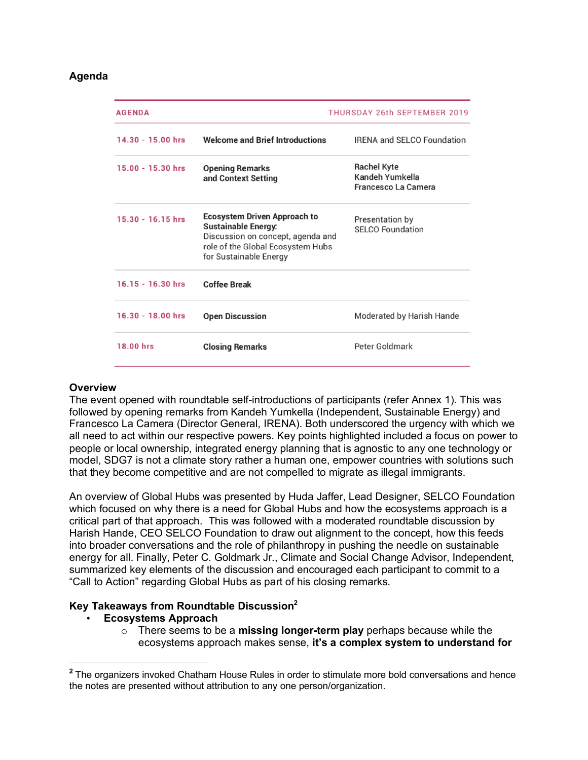## Agenda

| AGENDA | | THURSDAY 26th SEPTEMBER 2019 |
|---|---|---|
| 14.30 - 15.00 hrs | **Welcome and Brief Introductions** | IRENA and SELCO Foundation |
| 15.00 - 15.30 hrs | **Opening Remarks and Context Setting** | Rachel Kyte<br>Kandeh Yumkella<br>Francesco La Camera |
| 15.30 - 16.15 hrs | **Ecosystem Driven Approach to Sustainable Energy:** Discussion on concept, agenda and role of the Global Ecosystem Hubs for Sustainable Energy | Presentation by SELCO Foundation |
| 16.15 - 16.30 hrs | **Coffee Break** | |
| 16.30 - 18.00 hrs | **Open Discussion** | Moderated by Harish Hande |
| 18.00 hrs | **Closing Remarks** | Peter Goldmark |

## Overview

The event opened with roundtable self-introductions of participants (refer Annex 1). This was followed by opening remarks from Kandeh Yumkella (Independent, Sustainable Energy) and Francesco La Camera (Director General, IRENA). Both underscored the urgency with which we all need to act within our respective powers. Key points highlighted included a focus on power to people or local ownership, integrated energy planning that is agnostic to any one technology or model, SDG7 is not a climate story rather a human one, empower countries with solutions such that they become competitive and are not compelled to migrate as illegal immigrants.

An overview of Global Hubs was presented by Huda Jaffer, Lead Designer, SELCO Foundation which focused on why there is a need for Global Hubs and how the ecosystems approach is a critical part of that approach. This was followed with a moderated roundtable discussion by Harish Hande, CEO SELCO Foundation to draw out alignment to the concept, how this feeds into broader conversations and the role of philanthropy in pushing the needle on sustainable energy for all. Finally, Peter C. Goldmark Jr., Climate and Social Change Advisor, Independent, summarized key elements of the discussion and encouraged each participant to commit to a "Call to Action" regarding Global Hubs as part of his closing remarks.

## Key Takeaways from Roundtable Discussion[2]

- **Ecosystems Approach**
  - There seems to be a **missing longer-term play** perhaps because while the ecosystems approach makes sense, **it's a complex system to understand for**

---

[2] The organizers invoked Chatham House Rules in order to stimulate more bold conversations and hence the notes are presented without attribution to any one person/organization.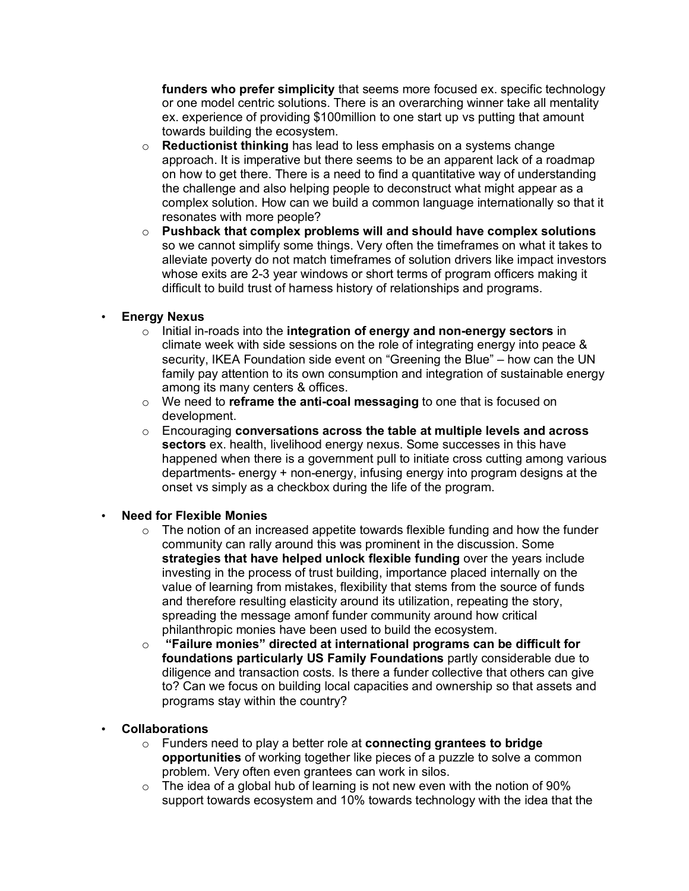**funders who prefer simplicity** that seems more focused ex. specific technology or one model centric solutions. There is an overarching winner take all mentality ex. experience of providing $100million to one start up vs putting that amount towards building the ecosystem.

- **Reductionist thinking** has lead to less emphasis on a systems change approach. It is imperative but there seems to be an apparent lack of a roadmap on how to get there. There is a need to find a quantitative way of understanding the challenge and also helping people to deconstruct what might appear as a complex solution. How can we build a common language internationally so that it resonates with more people?
- **Pushback that complex problems will and should have complex solutions** so we cannot simplify some things. Very often the timeframes on what it takes to alleviate poverty do not match timeframes of solution drivers like impact investors whose exits are 2-3 year windows or short terms of program officers making it difficult to build trust of harness history of relationships and programs.

- **Energy Nexus**
  - Initial in-roads into the **integration of energy and non-energy sectors** in climate week with side sessions on the role of integrating energy into peace & security, IKEA Foundation side event on "Greening the Blue" – how can the UN family pay attention to its own consumption and integration of sustainable energy among its many centers & offices.
  - We need to **reframe the anti-coal messaging** to one that is focused on development.
  - Encouraging **conversations across the table at multiple levels and across sectors** ex. health, livelihood energy nexus. Some successes in this have happened when there is a government pull to initiate cross cutting among various departments- energy + non-energy, infusing energy into program designs at the onset vs simply as a checkbox during the life of the program.

- **Need for Flexible Monies**
  - The notion of an increased appetite towards flexible funding and how the funder community can rally around this was prominent in the discussion. Some **strategies that have helped unlock flexible funding** over the years include investing in the process of trust building, importance placed internally on the value of learning from mistakes, flexibility that stems from the source of funds and therefore resulting elasticity around its utilization, repeating the story, spreading the message amonf funder community around how critical philanthropic monies have been used to build the ecosystem.
  - **"Failure monies" directed at international programs can be difficult for foundations particularly US Family Foundations** partly considerable due to diligence and transaction costs. Is there a funder collective that others can give to? Can we focus on building local capacities and ownership so that assets and programs stay within the country?

- **Collaborations**
  - Funders need to play a better role at **connecting grantees to bridge opportunities** of working together like pieces of a puzzle to solve a common problem. Very often even grantees can work in silos.
  - The idea of a global hub of learning is not new even with the notion of 90% support towards ecosystem and 10% towards technology with the idea that the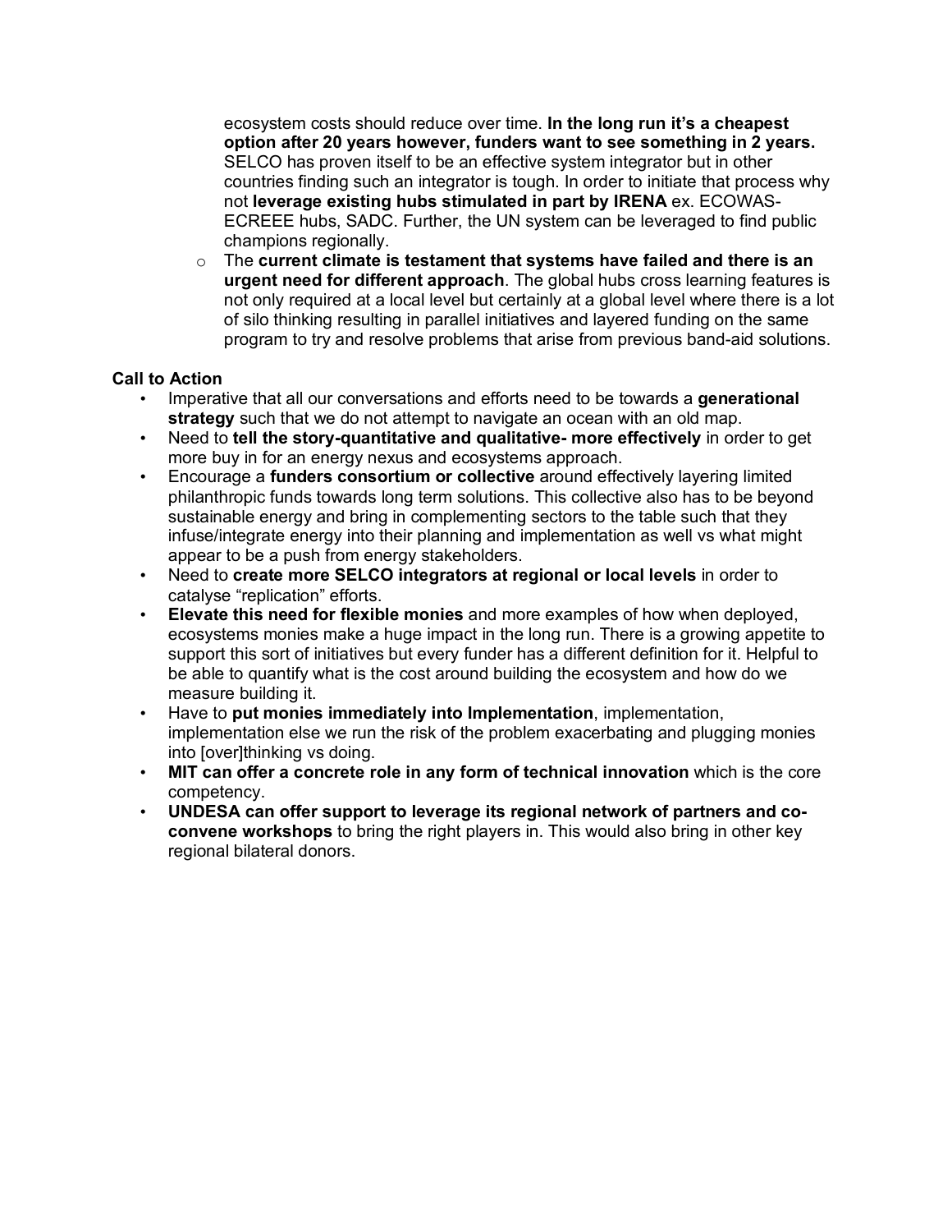ecosystem costs should reduce over time. **In the long run it's a cheapest option after 20 years however, funders want to see something in 2 years.** SELCO has proven itself to be an effective system integrator but in other countries finding such an integrator is tough. In order to initiate that process why not **leverage existing hubs stimulated in part by IRENA** ex. ECOWAS-ECREEE hubs, SADC. Further, the UN system can be leveraged to find public champions regionally.

- The **current climate is testament that systems have failed and there is an urgent need for different approach**. The global hubs cross learning features is not only required at a local level but certainly at a global level where there is a lot of silo thinking resulting in parallel initiatives and layered funding on the same program to try and resolve problems that arise from previous band-aid solutions.

**Call to Action**

- Imperative that all our conversations and efforts need to be towards a **generational strategy** such that we do not attempt to navigate an ocean with an old map.
- Need to **tell the story-quantitative and qualitative- more effectively** in order to get more buy in for an energy nexus and ecosystems approach.
- Encourage a **funders consortium or collective** around effectively layering limited philanthropic funds towards long term solutions. This collective also has to be beyond sustainable energy and bring in complementing sectors to the table such that they infuse/integrate energy into their planning and implementation as well vs what might appear to be a push from energy stakeholders.
- Need to **create more SELCO integrators at regional or local levels** in order to catalyse "replication" efforts.
- **Elevate this need for flexible monies** and more examples of how when deployed, ecosystems monies make a huge impact in the long run. There is a growing appetite to support this sort of initiatives but every funder has a different definition for it. Helpful to be able to quantify what is the cost around building the ecosystem and how do we measure building it.
- Have to **put monies immediately into Implementation**, implementation, implementation else we run the risk of the problem exacerbating and plugging monies into [over]thinking vs doing.
- **MIT can offer a concrete role in any form of technical innovation** which is the core competency.
- **UNDESA can offer support to leverage its regional network of partners and co-convene workshops** to bring the right players in. This would also bring in other key regional bilateral donors.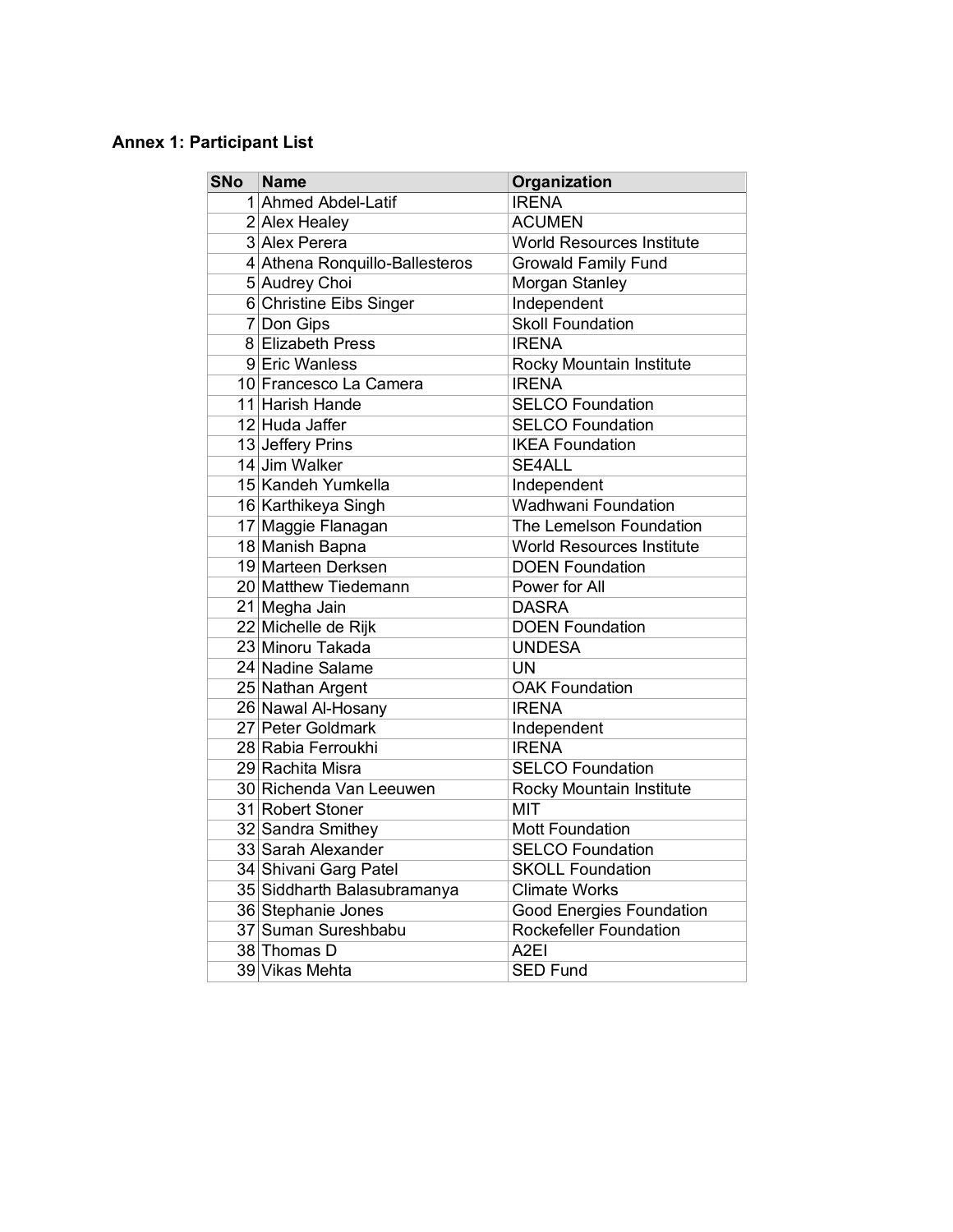**Annex 1: Participant List**

| SNo | Name | Organization |
|---|---|---|
| 1 | Ahmed Abdel-Latif | IRENA |
| 2 | Alex Healey | ACUMEN |
| 3 | Alex Perera | World Resources Institute |
| 4 | Athena Ronquillo-Ballesteros | Growald Family Fund |
| 5 | Audrey Choi | Morgan Stanley |
| 6 | Christine Eibs Singer | Independent |
| 7 | Don Gips | Skoll Foundation |
| 8 | Elizabeth Press | IRENA |
| 9 | Eric Wanless | Rocky Mountain Institute |
| 10 | Francesco La Camera | IRENA |
| 11 | Harish Hande | SELCO Foundation |
| 12 | Huda Jaffer | SELCO Foundation |
| 13 | Jeffery Prins | IKEA Foundation |
| 14 | Jim Walker | SE4ALL |
| 15 | Kandeh Yumkella | Independent |
| 16 | Karthikeya Singh | Wadhwani Foundation |
| 17 | Maggie Flanagan | The Lemelson Foundation |
| 18 | Manish Bapna | World Resources Institute |
| 19 | Marteen Derksen | DOEN Foundation |
| 20 | Matthew Tiedemann | Power for All |
| 21 | Megha Jain | DASRA |
| 22 | Michelle de Rijk | DOEN Foundation |
| 23 | Minoru Takada | UNDESA |
| 24 | Nadine Salame | UN |
| 25 | Nathan Argent | OAK Foundation |
| 26 | Nawal Al-Hosany | IRENA |
| 27 | Peter Goldmark | Independent |
| 28 | Rabia Ferroukhi | IRENA |
| 29 | Rachita Misra | SELCO Foundation |
| 30 | Richenda Van Leeuwen | Rocky Mountain Institute |
| 31 | Robert Stoner | MIT |
| 32 | Sandra Smithey | Mott Foundation |
| 33 | Sarah Alexander | SELCO Foundation |
| 34 | Shivani Garg Patel | SKOLL Foundation |
| 35 | Siddharth Balasubramanya | Climate Works |
| 36 | Stephanie Jones | Good Energies Foundation |
| 37 | Suman Sureshbabu | Rockefeller Foundation |
| 38 | Thomas D | A2EI |
| 39 | Vikas Mehta | SED Fund |